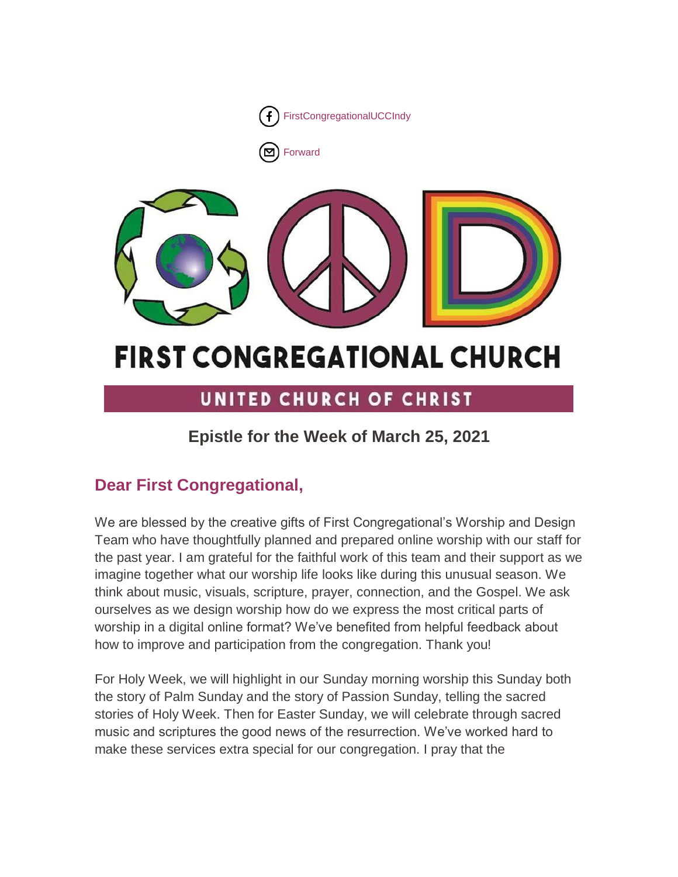FirstCongregationalUCCIndy

Forward

# FIRST CONGREGATIONAL CHURCH

UNITED CHURCH OF CHRIST

## Epistle for the Week of March 25, 2021

## Dear First Congregational,

We are blessed by the creative gifts of First Congregational's Worship and Design Team who have thoughtfully planned and prepared online worship with our staff for the past year. I am grateful for the faithful work of this team and their support as we imagine together what our worship life looks like during this unusual season. We think about music, visuals, scripture, prayer, connection, and the Gospel. We ask ourselves as we design worship how do we express the most critical parts of worship in a digital online format? We've benefited from helpful feedback about how to improve and participation from the congregation. Thank you!

For Holy Week, we will highlight in our Sunday morning worship this Sunday both the story of Palm Sunday and the story of Passion Sunday, telling the sacred stories of Holy Week. Then for Easter Sunday, we will celebrate through sacred music and scriptures the good news of the resurrection. We've worked hard to make these services extra special for our congregation. I pray that the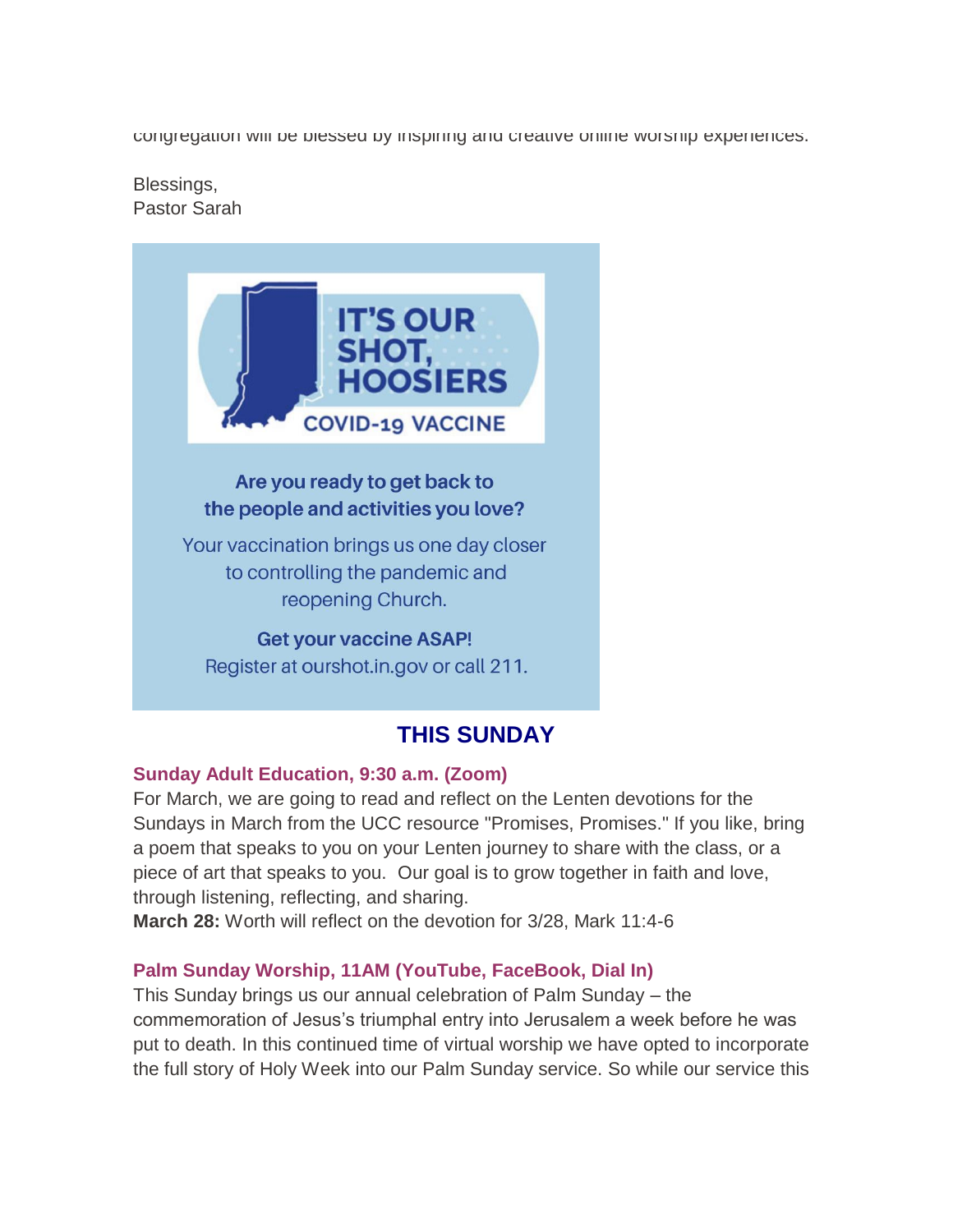congregation will be blessed by inspiring and creative online worship experiences.

Blessings,
Pastor Sarah

IT'S OUR SHOT, HOOSIERS

COVID-19 VACCINE

**Are you ready to get back to the people and activities you love?**

Your vaccination brings us one day closer to controlling the pandemic and reopening Church.

**Get your vaccine ASAP!**
Register at ourshot.in.gov or call 211.

## THIS SUNDAY

**Sunday Adult Education, 9:30 a.m. (Zoom)**

For March, we are going to read and reflect on the Lenten devotions for the Sundays in March from the UCC resource "Promises, Promises." If you like, bring a poem that speaks to you on your Lenten journey to share with the class, or a piece of art that speaks to you. Our goal is to grow together in faith and love, through listening, reflecting, and sharing.
**March 28:** Worth will reflect on the devotion for 3/28, Mark 11:4-6

**Palm Sunday Worship, 11AM (YouTube, FaceBook, Dial In)**

This Sunday brings us our annual celebration of Palm Sunday – the commemoration of Jesus's triumphal entry into Jerusalem a week before he was put to death. In this continued time of virtual worship we have opted to incorporate the full story of Holy Week into our Palm Sunday service. So while our service this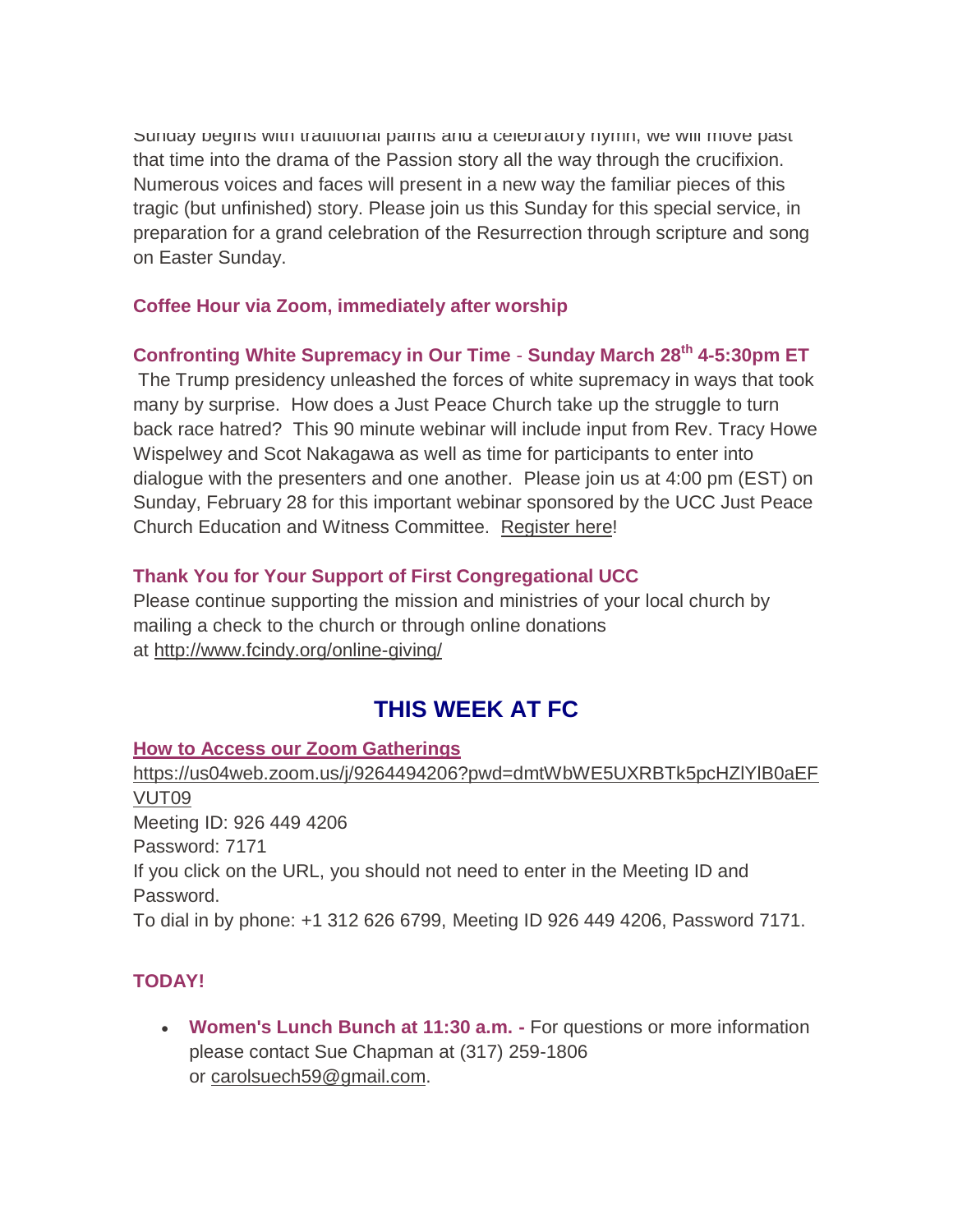Sunday begins with traditional palms and a celebratory hymn, we will move past that time into the drama of the Passion story all the way through the crucifixion. Numerous voices and faces will present in a new way the familiar pieces of this tragic (but unfinished) story. Please join us this Sunday for this special service, in preparation for a grand celebration of the Resurrection through scripture and song on Easter Sunday.

**Coffee Hour via Zoom, immediately after worship**

**Confronting White Supremacy in Our Time - Sunday March 28th 4-5:30pm ET**

The Trump presidency unleashed the forces of white supremacy in ways that took many by surprise. How does a Just Peace Church take up the struggle to turn back race hatred? This 90 minute webinar will include input from Rev. Tracy Howe Wispelwey and Scot Nakagawa as well as time for participants to enter into dialogue with the presenters and one another. Please join us at 4:00 pm (EST) on Sunday, February 28 for this important webinar sponsored by the UCC Just Peace Church Education and Witness Committee. Register here!

**Thank You for Your Support of First Congregational UCC**

Please continue supporting the mission and ministries of your local church by mailing a check to the church or through online donations at http://www.fcindy.org/online-giving/

## THIS WEEK AT FC

**How to Access our Zoom Gatherings**

https://us04web.zoom.us/j/9264494206?pwd=dmtWbWE5UXRBTk5pcHZlYlB0aEFVUT09
Meeting ID: 926 449 4206
Password: 7171
If you click on the URL, you should not need to enter in the Meeting ID and Password.
To dial in by phone: +1 312 626 6799, Meeting ID 926 449 4206, Password 7171.

**TODAY!**

- **Women's Lunch Bunch at 11:30 a.m. -** For questions or more information please contact Sue Chapman at (317) 259-1806 or carolsuech59@gmail.com.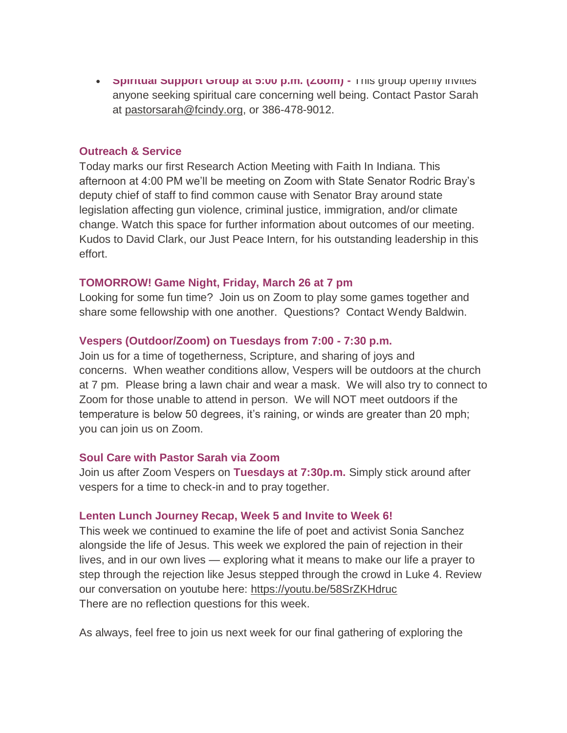- **Spiritual Support Group at 5:00 p.m. (Zoom) -** This group openly invites anyone seeking spiritual care concerning well being. Contact Pastor Sarah at pastorsarah@fcindy.org, or 386-478-9012.

### Outreach & Service

Today marks our first Research Action Meeting with Faith In Indiana. This afternoon at 4:00 PM we'll be meeting on Zoom with State Senator Rodric Bray's deputy chief of staff to find common cause with Senator Bray around state legislation affecting gun violence, criminal justice, immigration, and/or climate change. Watch this space for further information about outcomes of our meeting. Kudos to David Clark, our Just Peace Intern, for his outstanding leadership in this effort.

### TOMORROW! Game Night, Friday, March 26 at 7 pm

Looking for some fun time? Join us on Zoom to play some games together and share some fellowship with one another. Questions? Contact Wendy Baldwin.

### Vespers (Outdoor/Zoom) on Tuesdays from 7:00 - 7:30 p.m.

Join us for a time of togetherness, Scripture, and sharing of joys and concerns. When weather conditions allow, Vespers will be outdoors at the church at 7 pm. Please bring a lawn chair and wear a mask. We will also try to connect to Zoom for those unable to attend in person. We will NOT meet outdoors if the temperature is below 50 degrees, it's raining, or winds are greater than 20 mph; you can join us on Zoom.

### Soul Care with Pastor Sarah via Zoom

Join us after Zoom Vespers on **Tuesdays at 7:30p.m.** Simply stick around after vespers for a time to check-in and to pray together.

### Lenten Lunch Journey Recap, Week 5 and Invite to Week 6!

This week we continued to examine the life of poet and activist Sonia Sanchez alongside the life of Jesus. This week we explored the pain of rejection in their lives, and in our own lives — exploring what it means to make our life a prayer to step through the rejection like Jesus stepped through the crowd in Luke 4. Review our conversation on youtube here: https://youtu.be/58SrZKHdruc
There are no reflection questions for this week.

As always, feel free to join us next week for our final gathering of exploring the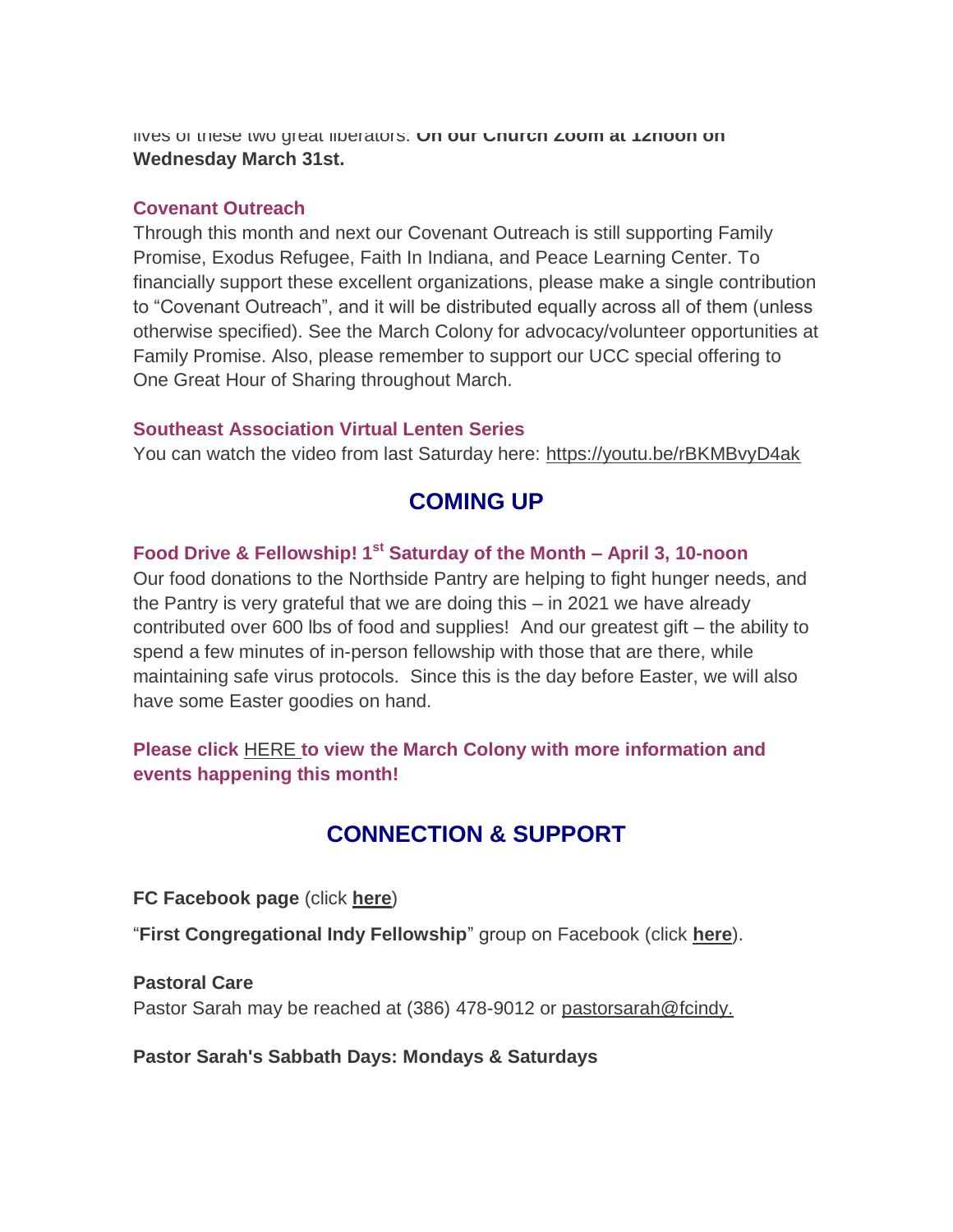lives of these two great liberators. **On our Church Zoom at 12noon on Wednesday March 31st.**

### Covenant Outreach

Through this month and next our Covenant Outreach is still supporting Family Promise, Exodus Refugee, Faith In Indiana, and Peace Learning Center. To financially support these excellent organizations, please make a single contribution to "Covenant Outreach", and it will be distributed equally across all of them (unless otherwise specified). See the March Colony for advocacy/volunteer opportunities at Family Promise. Also, please remember to support our UCC special offering to One Great Hour of Sharing throughout March.

### Southeast Association Virtual Lenten Series

You can watch the video from last Saturday here: https://youtu.be/rBKMBvyD4ak

## COMING UP

### Food Drive & Fellowship! 1st Saturday of the Month – April 3, 10-noon

Our food donations to the Northside Pantry are helping to fight hunger needs, and the Pantry is very grateful that we are doing this – in 2021 we have already contributed over 600 lbs of food and supplies! And our greatest gift – the ability to spend a few minutes of in-person fellowship with those that are there, while maintaining safe virus protocols. Since this is the day before Easter, we will also have some Easter goodies on hand.

**Please click HERE to view the March Colony with more information and events happening this month!**

## CONNECTION & SUPPORT

**FC Facebook page** (click **here**)

"**First Congregational Indy Fellowship**" group on Facebook (click **here**).

**Pastoral Care**
Pastor Sarah may be reached at (386) 478-9012 or pastorsarah@fcindy.

**Pastor Sarah's Sabbath Days: Mondays & Saturdays**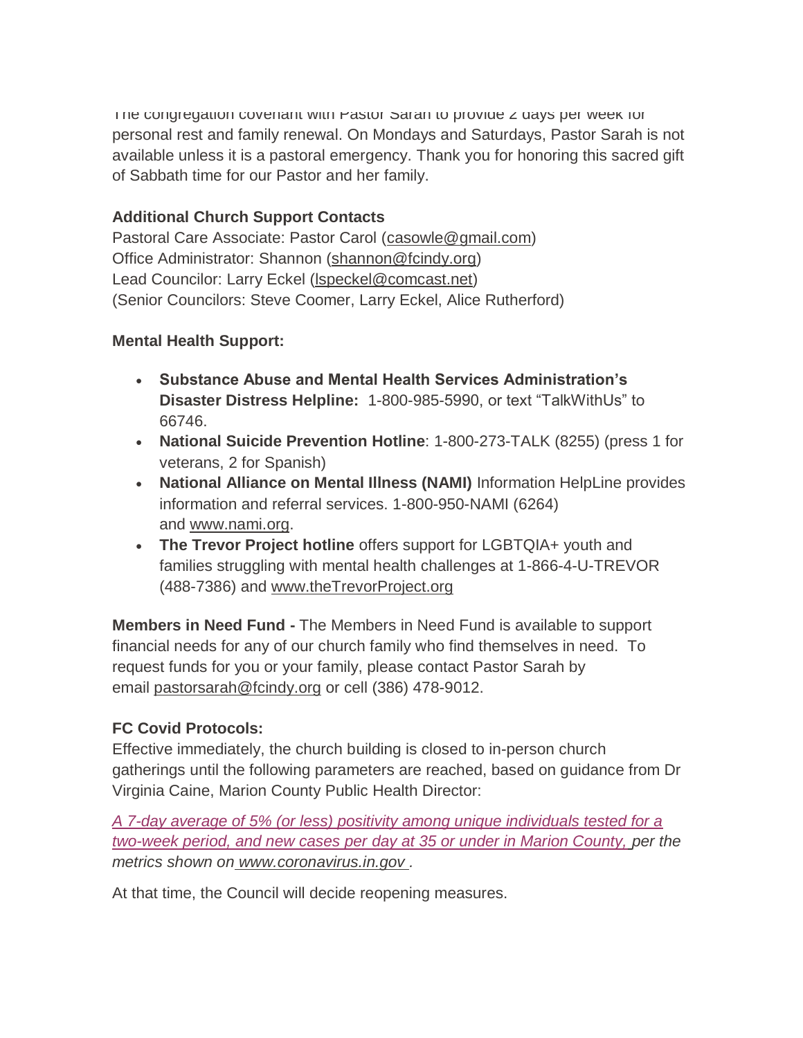The congregation covenant with Pastor Sarah to provide 2 days per week for personal rest and family renewal. On Mondays and Saturdays, Pastor Sarah is not available unless it is a pastoral emergency. Thank you for honoring this sacred gift of Sabbath time for our Pastor and her family.

**Additional Church Support Contacts**
Pastoral Care Associate: Pastor Carol (casowle@gmail.com)
Office Administrator: Shannon (shannon@fcindy.org)
Lead Councilor: Larry Eckel (lspeckel@comcast.net)
(Senior Councilors: Steve Coomer, Larry Eckel, Alice Rutherford)

**Mental Health Support:**

- **Substance Abuse and Mental Health Services Administration's Disaster Distress Helpline:** 1-800-985-5990, or text "TalkWithUs" to 66746.
- **National Suicide Prevention Hotline**: 1-800-273-TALK (8255) (press 1 for veterans, 2 for Spanish)
- **National Alliance on Mental Illness (NAMI)** Information HelpLine provides information and referral services. 1-800-950-NAMI (6264) and www.nami.org.
- **The Trevor Project hotline** offers support for LGBTQIA+ youth and families struggling with mental health challenges at 1-866-4-U-TREVOR (488-7386) and www.theTrevorProject.org

**Members in Need Fund -** The Members in Need Fund is available to support financial needs for any of our church family who find themselves in need. To request funds for you or your family, please contact Pastor Sarah by email pastorsarah@fcindy.org or cell (386) 478-9012.

**FC Covid Protocols:**
Effective immediately, the church building is closed to in-person church gatherings until the following parameters are reached, based on guidance from Dr Virginia Caine, Marion County Public Health Director:

*A 7-day average of 5% (or less) positivity among unique individuals tested for a two-week period, and new cases per day at 35 or under in Marion County, per the metrics shown on www.coronavirus.in.gov .*

At that time, the Council will decide reopening measures.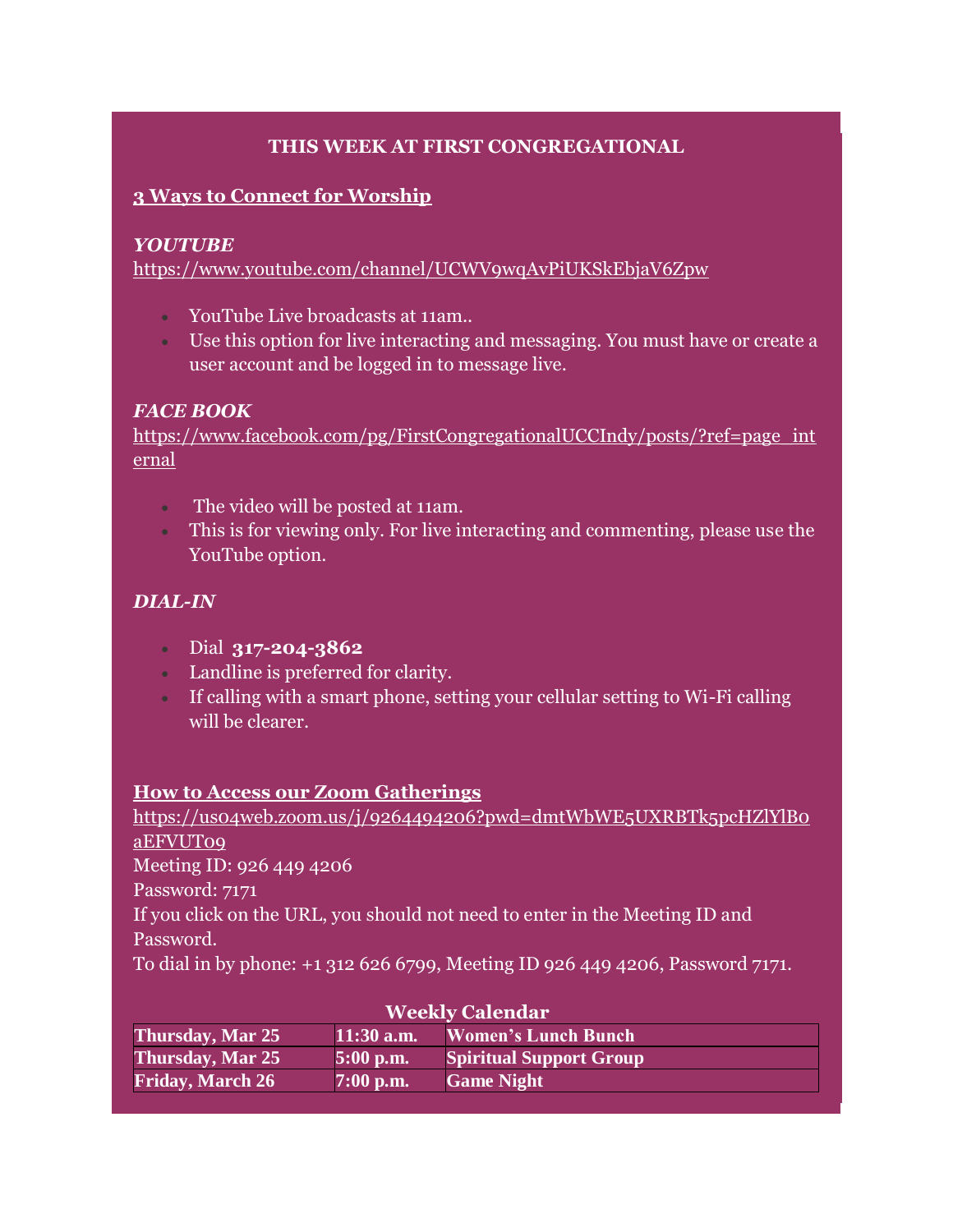## THIS WEEK AT FIRST CONGREGATIONAL

**3 Ways to Connect for Worship**

***YOUTUBE***

https://www.youtube.com/channel/UCWV9wqAvPiUKSkEbjaV6Zpw

- YouTube Live broadcasts at 11am..
- Use this option for live interacting and messaging. You must have or create a user account and be logged in to message live.

***FACE BOOK***

https://www.facebook.com/pg/FirstCongregationalUCCIndy/posts/?ref=page_internal

- The video will be posted at 11am.
- This is for viewing only. For live interacting and commenting, please use the YouTube option.

***DIAL-IN***

- Dial **317-204-3862**
- Landline is preferred for clarity.
- If calling with a smart phone, setting your cellular setting to Wi-Fi calling will be clearer.

**How to Access our Zoom Gatherings**

https://us04web.zoom.us/j/9264494206?pwd=dmtWbWE5UXRBTk5pcHZlYlB0aEFVUT09

Meeting ID: 926 449 4206

Password: 7171

If you click on the URL, you should not need to enter in the Meeting ID and Password.

To dial in by phone: +1 312 626 6799, Meeting ID 926 449 4206, Password 7171.

**Weekly Calendar**

| | | |
|---|---|---|
| **Thursday, Mar 25** | **11:30 a.m.** | **Women's Lunch Bunch** |
| **Thursday, Mar 25** | **5:00 p.m.** | **Spiritual Support Group** |
| **Friday, March 26** | **7:00 p.m.** | **Game Night** |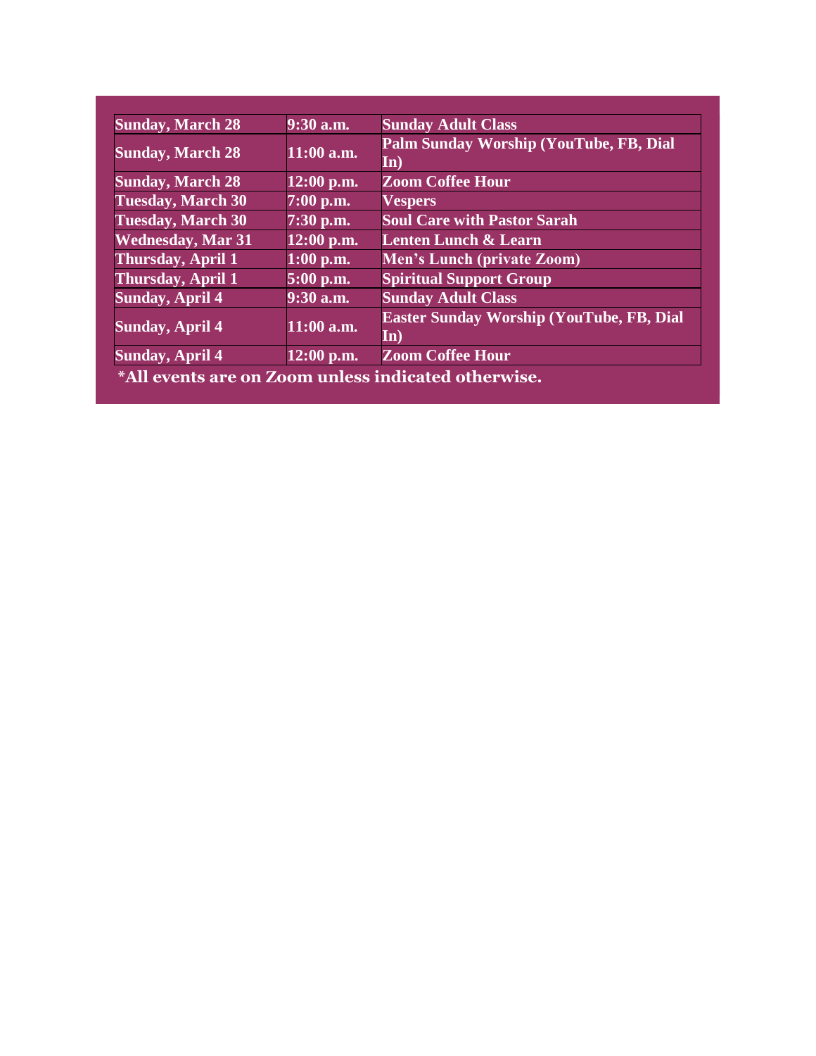| | | |
|---|---|---|
| **Sunday, March 28** | **9:30 a.m.** | **Sunday Adult Class** |
| **Sunday, March 28** | **11:00 a.m.** | **Palm Sunday Worship (YouTube, FB, Dial In)** |
| **Sunday, March 28** | **12:00 p.m.** | **Zoom Coffee Hour** |
| **Tuesday, March 30** | **7:00 p.m.** | **Vespers** |
| **Tuesday, March 30** | **7:30 p.m.** | **Soul Care with Pastor Sarah** |
| **Wednesday, Mar 31** | **12:00 p.m.** | **Lenten Lunch & Learn** |
| **Thursday, April 1** | **1:00 p.m.** | **Men's Lunch (private Zoom)** |
| **Thursday, April 1** | **5:00 p.m.** | **Spiritual Support Group** |
| **Sunday, April 4** | **9:30 a.m.** | **Sunday Adult Class** |
| **Sunday, April 4** | **11:00 a.m.** | **Easter Sunday Worship (YouTube, FB, Dial In)** |
| **Sunday, April 4** | **12:00 p.m.** | **Zoom Coffee Hour** |

**\*All events are on Zoom unless indicated otherwise.**